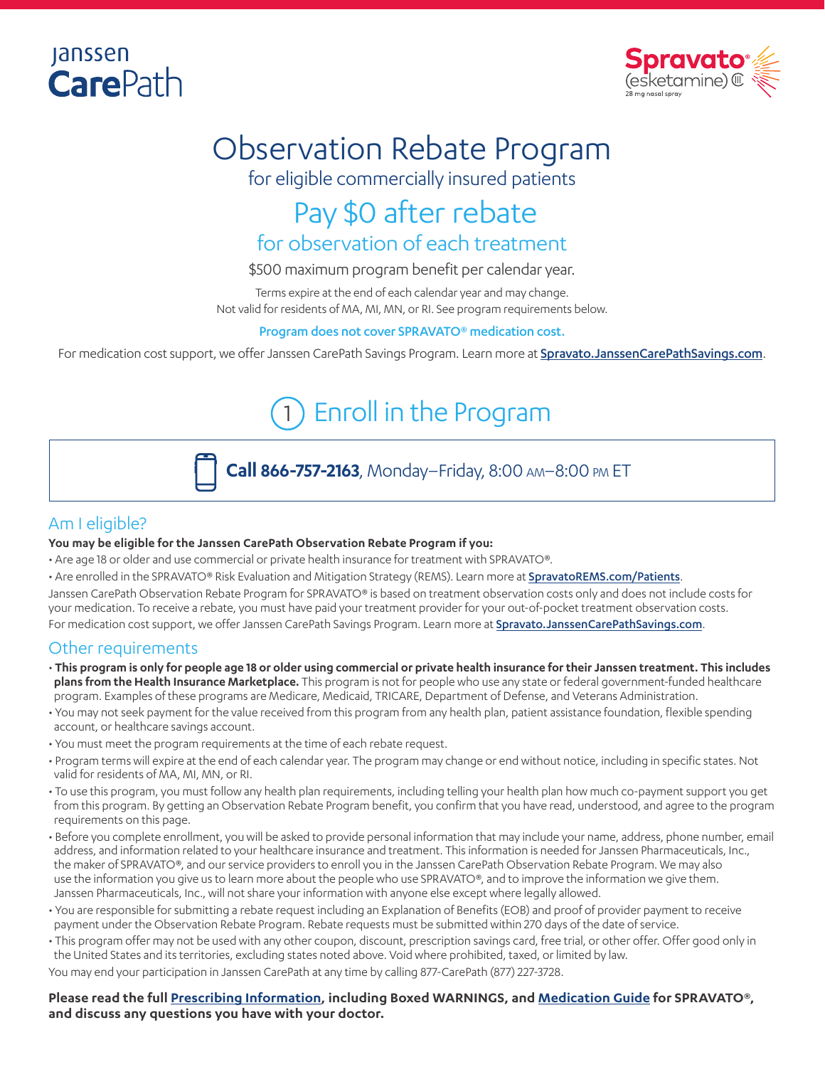Janssen **Care**Path

**Spravato**® (esketamine) CIII 28 mg nasal spray

# Observation Rebate Program

for eligible commercially insured patients

## Pay $0 after rebate

for observation of each treatment

$500 maximum program benefit per calendar year.

Terms expire at the end of each calendar year and may change.
Not valid for residents of MA, MI, MN, or RI. See program requirements below.

**Program does not cover SPRAVATO® medication cost.**

For medication cost support, we offer Janssen CarePath Savings Program. Learn more at Spravato.JanssenCarePathSavings.com.

## 1 Enroll in the Program

**Call 866-757-2163**, Monday–Friday, 8:00 AM–8:00 PM ET

### Am I eligible?

**You may be eligible for the Janssen CarePath Observation Rebate Program if you:**

- Are age 18 or older and use commercial or private health insurance for treatment with SPRAVATO®.
- Are enrolled in the SPRAVATO® Risk Evaluation and Mitigation Strategy (REMS). Learn more at SpravatoREMS.com/Patients.

Janssen CarePath Observation Rebate Program for SPRAVATO® is based on treatment observation costs only and does not include costs for your medication. To receive a rebate, you must have paid your treatment provider for your out-of-pocket treatment observation costs.
For medication cost support, we offer Janssen CarePath Savings Program. Learn more at Spravato.JanssenCarePathSavings.com.

### Other requirements

- **This program is only for people age 18 or older using commercial or private health insurance for their Janssen treatment. This includes plans from the Health Insurance Marketplace.** This program is not for people who use any state or federal government-funded healthcare program. Examples of these programs are Medicare, Medicaid, TRICARE, Department of Defense, and Veterans Administration.
- You may not seek payment for the value received from this program from any health plan, patient assistance foundation, flexible spending account, or healthcare savings account.
- You must meet the program requirements at the time of each rebate request.
- Program terms will expire at the end of each calendar year. The program may change or end without notice, including in specific states. Not valid for residents of MA, MI, MN, or RI.
- To use this program, you must follow any health plan requirements, including telling your health plan how much co-payment support you get from this program. By getting an Observation Rebate Program benefit, you confirm that you have read, understood, and agree to the program requirements on this page.
- Before you complete enrollment, you will be asked to provide personal information that may include your name, address, phone number, email address, and information related to your healthcare insurance and treatment. This information is needed for Janssen Pharmaceuticals, Inc., the maker of SPRAVATO®, and our service providers to enroll you in the Janssen CarePath Observation Rebate Program. We may also use the information you give us to learn more about the people who use SPRAVATO®, and to improve the information we give them. Janssen Pharmaceuticals, Inc., will not share your information with anyone else except where legally allowed.
- You are responsible for submitting a rebate request including an Explanation of Benefits (EOB) and proof of provider payment to receive payment under the Observation Rebate Program. Rebate requests must be submitted within 270 days of the date of service.
- This program offer may not be used with any other coupon, discount, prescription savings card, free trial, or other offer. Offer good only in the United States and its territories, excluding states noted above. Void where prohibited, taxed, or limited by law.

You may end your participation in Janssen CarePath at any time by calling 877-CarePath (877) 227-3728.

**Please read the full Prescribing Information, including Boxed WARNINGS, and Medication Guide for SPRAVATO®, and discuss any questions you have with your doctor.**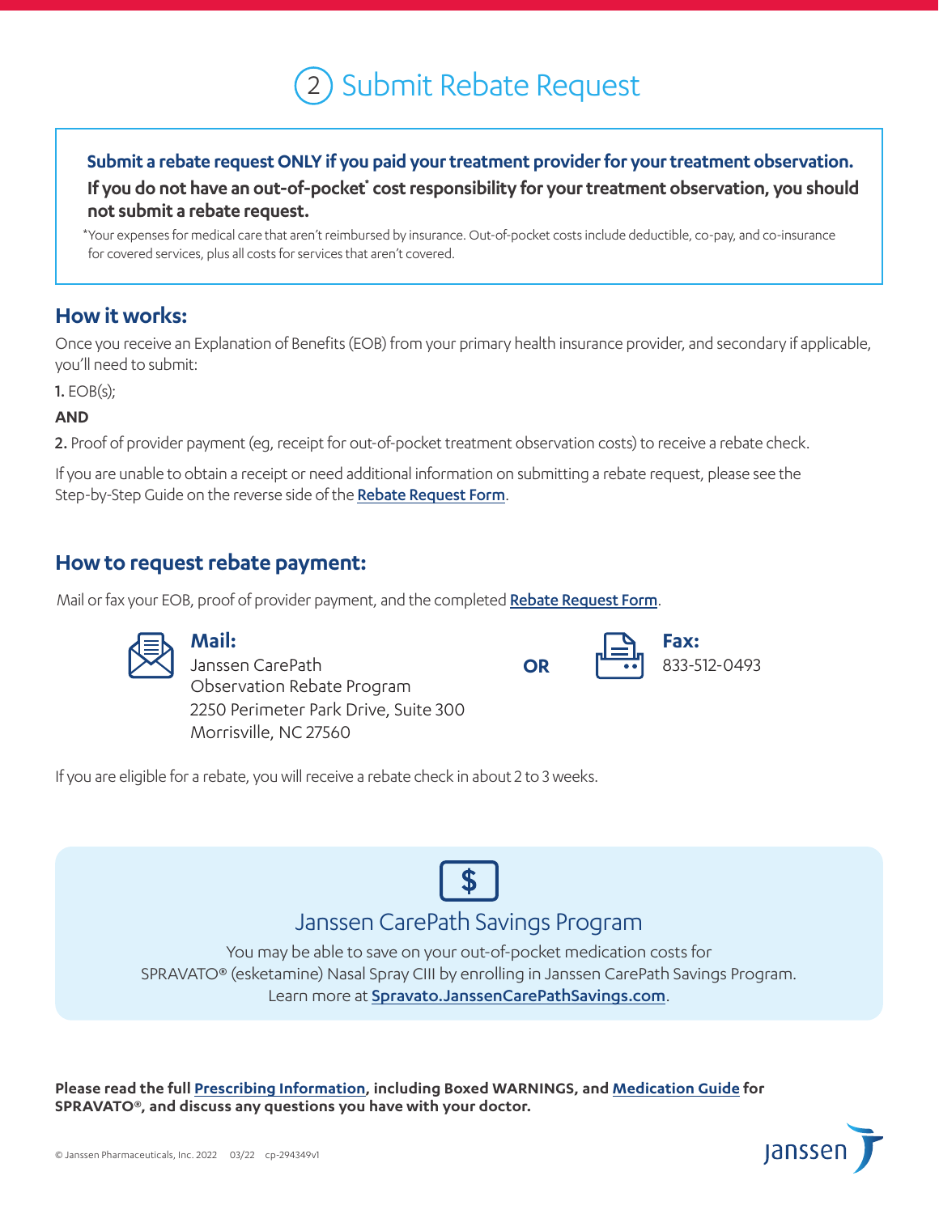## ② Submit Rebate Request

**Submit a rebate request ONLY if you paid your treatment provider for your treatment observation. If you do not have an out-of-pocket* cost responsibility for your treatment observation, you should not submit a rebate request.**

*Your expenses for medical care that aren't reimbursed by insurance. Out-of-pocket costs include deductible, co-pay, and co-insurance for covered services, plus all costs for services that aren't covered.

### How it works:

Once you receive an Explanation of Benefits (EOB) from your primary health insurance provider, and secondary if applicable, you'll need to submit:

**1.** EOB(s);

**AND**

**2.** Proof of provider payment (eg, receipt for out-of-pocket treatment observation costs) to receive a rebate check.

If you are unable to obtain a receipt or need additional information on submitting a rebate request, please see the Step-by-Step Guide on the reverse side of the Rebate Request Form.

### How to request rebate payment:

Mail or fax your EOB, proof of provider payment, and the completed Rebate Request Form.

**Mail:**
Janssen CarePath
Observation Rebate Program
2250 Perimeter Park Drive, Suite 300
Morrisville, NC 27560

**OR**

**Fax:**
833-512-0493

If you are eligible for a rebate, you will receive a rebate check in about 2 to 3 weeks.

### Janssen CarePath Savings Program

You may be able to save on your out-of-pocket medication costs for SPRAVATO® (esketamine) Nasal Spray CIII by enrolling in Janssen CarePath Savings Program. Learn more at Spravato.JanssenCarePathSavings.com.

**Please read the full Prescribing Information, including Boxed WARNINGS, and Medication Guide for SPRAVATO®, and discuss any questions you have with your doctor.**

© Janssen Pharmaceuticals, Inc. 2022 03/22 cp-294349v1

janssen